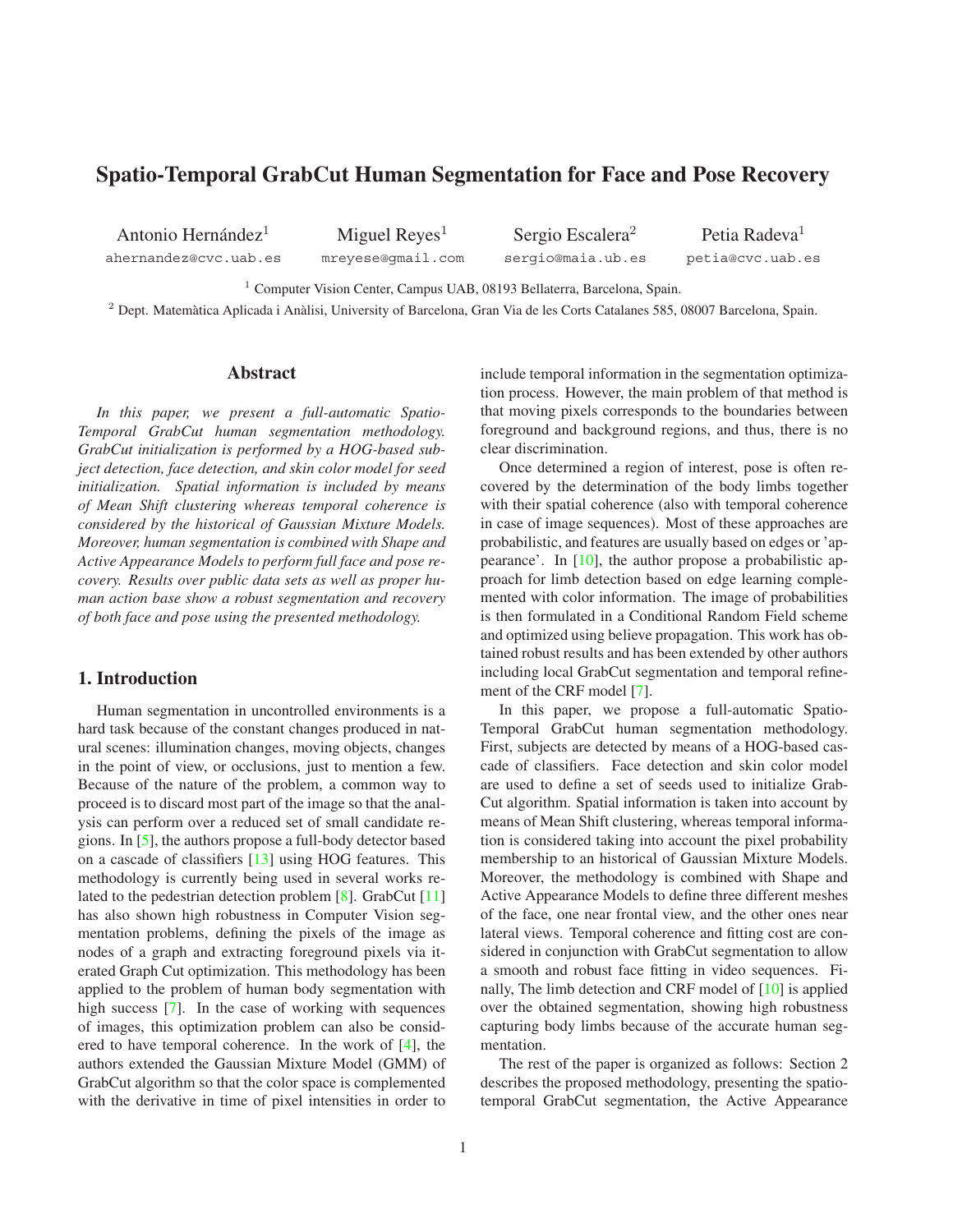# Spatio-Temporal GrabCut Human Segmentation for Face and Pose Recovery

Antonio Hernández[1] ahernandez@cvc.uab.es

Miguel Reyes[1] mreyese@gmail.com

Sergio Escalera[2] sergio@maia.ub.es

Petia Radeva[1] petia@cvc.uab.es

[1] Computer Vision Center, Campus UAB, 08193 Bellaterra, Barcelona, Spain.

[2] Dept. Matemàtica Aplicada i Anàlisi, University of Barcelona, Gran Via de les Corts Catalanes 585, 08007 Barcelona, Spain.

## Abstract

*In this paper, we present a full-automatic Spatio-Temporal GrabCut human segmentation methodology. GrabCut initialization is performed by a HOG-based subject detection, face detection, and skin color model for seed initialization. Spatial information is included by means of Mean Shift clustering whereas temporal coherence is considered by the historical of Gaussian Mixture Models. Moreover, human segmentation is combined with Shape and Active Appearance Models to perform full face and pose recovery. Results over public data sets as well as proper human action base show a robust segmentation and recovery of both face and pose using the presented methodology.*

## 1. Introduction

Human segmentation in uncontrolled environments is a hard task because of the constant changes produced in natural scenes: illumination changes, moving objects, changes in the point of view, or occlusions, just to mention a few. Because of the nature of the problem, a common way to proceed is to discard most part of the image so that the analysis can perform over a reduced set of small candidate regions. In [5], the authors propose a full-body detector based on a cascade of classifiers [13] using HOG features. This methodology is currently being used in several works related to the pedestrian detection problem [8]. GrabCut [11] has also shown high robustness in Computer Vision segmentation problems, defining the pixels of the image as nodes of a graph and extracting foreground pixels via iterated Graph Cut optimization. This methodology has been applied to the problem of human body segmentation with high success [7]. In the case of working with sequences of images, this optimization problem can also be considered to have temporal coherence. In the work of [4], the authors extended the Gaussian Mixture Model (GMM) of GrabCut algorithm so that the color space is complemented with the derivative in time of pixel intensities in order to include temporal information in the segmentation optimization process. However, the main problem of that method is that moving pixels corresponds to the boundaries between foreground and background regions, and thus, there is no clear discrimination.

Once determined a region of interest, pose is often recovered by the determination of the body limbs together with their spatial coherence (also with temporal coherence in case of image sequences). Most of these approaches are probabilistic, and features are usually based on edges or 'appearance'. In [10], the author propose a probabilistic approach for limb detection based on edge learning complemented with color information. The image of probabilities is then formulated in a Conditional Random Field scheme and optimized using believe propagation. This work has obtained robust results and has been extended by other authors including local GrabCut segmentation and temporal refinement of the CRF model [7].

In this paper, we propose a full-automatic Spatio-Temporal GrabCut human segmentation methodology. First, subjects are detected by means of a HOG-based cascade of classifiers. Face detection and skin color model are used to define a set of seeds used to initialize GrabCut algorithm. Spatial information is taken into account by means of Mean Shift clustering, whereas temporal information is considered taking into account the pixel probability membership to an historical of Gaussian Mixture Models. Moreover, the methodology is combined with Shape and Active Appearance Models to define three different meshes of the face, one near frontal view, and the other ones near lateral views. Temporal coherence and fitting cost are considered in conjunction with GrabCut segmentation to allow a smooth and robust face fitting in video sequences. Finally, The limb detection and CRF model of [10] is applied over the obtained segmentation, showing high robustness capturing body limbs because of the accurate human segmentation.

The rest of the paper is organized as follows: Section 2 describes the proposed methodology, presenting the spatio-temporal GrabCut segmentation, the Active Appearance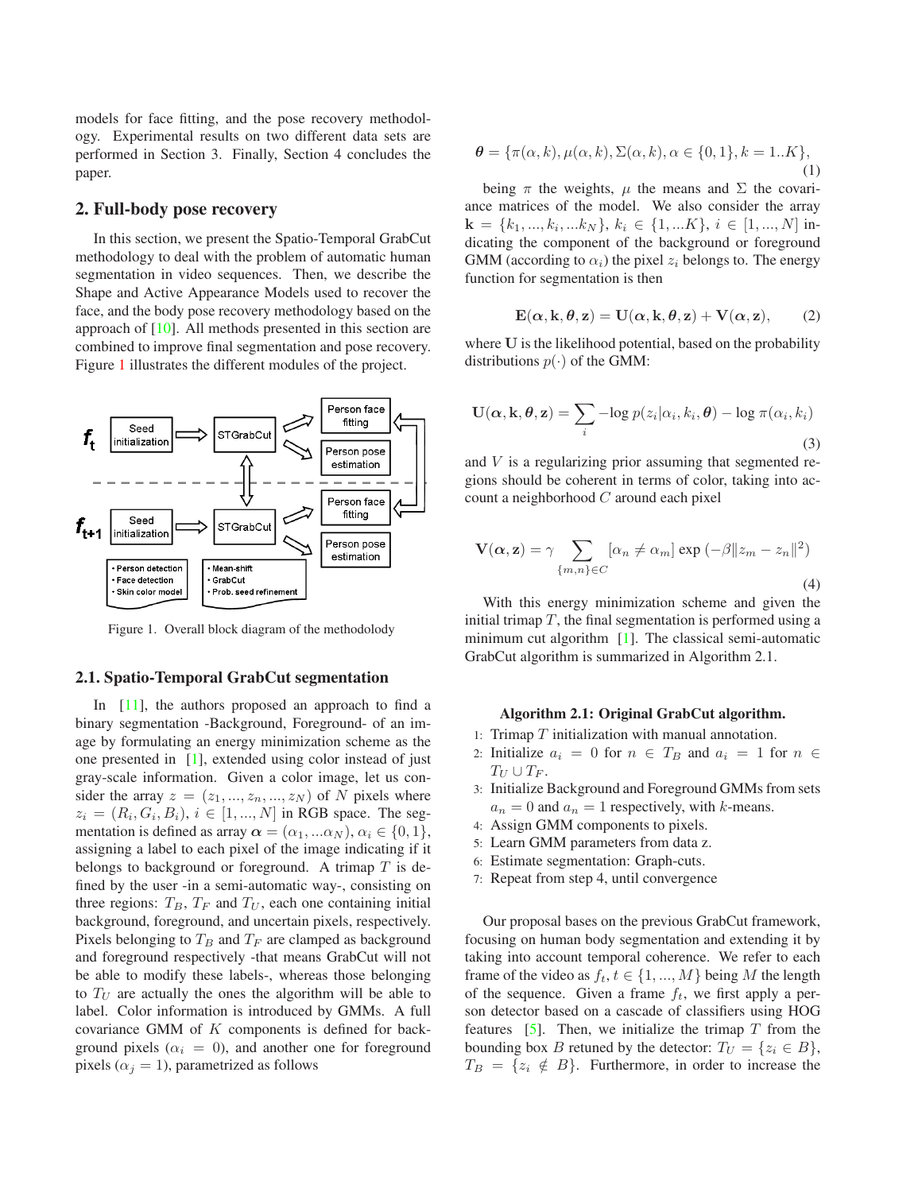models for face fitting, and the pose recovery methodology. Experimental results on two different data sets are performed in Section 3. Finally, Section 4 concludes the paper.

## 2. Full-body pose recovery

In this section, we present the Spatio-Temporal GrabCut methodology to deal with the problem of automatic human segmentation in video sequences. Then, we describe the Shape and Active Appearance Models used to recover the face, and the body pose recovery methodology based on the approach of [10]. All methods presented in this section are combined to improve final segmentation and pose recovery. Figure 1 illustrates the different modules of the project.

Figure 1. Overall block diagram of the methodolody

### 2.1. Spatio-Temporal GrabCut segmentation

In [11], the authors proposed an approach to find a binary segmentation -Background, Foreground- of an image by formulating an energy minimization scheme as the one presented in [1], extended using color instead of just gray-scale information. Given a color image, let us consider the array $z = (z_1, ..., z_n, ..., z_N)$ of $N$ pixels where $z_i = (R_i, G_i, B_i)$, $i \in [1, ..., N]$ in RGB space. The segmentation is defined as array $\boldsymbol{\alpha} = (\alpha_1, ...\alpha_N)$, $\alpha_i \in \{0, 1\}$, assigning a label to each pixel of the image indicating if it belongs to background or foreground. A trimap $T$ is defined by the user -in a semi-automatic way-, consisting on three regions: $T_B$, $T_F$ and $T_U$, each one containing initial background, foreground, and uncertain pixels, respectively. Pixels belonging to $T_B$ and $T_F$ are clamped as background and foreground respectively -that means GrabCut will not be able to modify these labels-, whereas those belonging to $T_U$ are actually the ones the algorithm will be able to label. Color information is introduced by GMMs. A full covariance GMM of $K$ components is defined for background pixels ($\alpha_i = 0$), and another one for foreground pixels ($\alpha_j = 1$), parametrized as follows

$$\boldsymbol{\theta} = \{\pi(\alpha, k), \mu(\alpha, k), \Sigma(\alpha, k), \alpha \in \{0, 1\}, k = 1..K\}, \tag{1}$$

being $\pi$ the weights, $\mu$ the means and $\Sigma$ the covariance matrices of the model. We also consider the array $\mathbf{k} = \{k_1, ..., k_i, ...k_N\}$, $k_i \in \{1, ...K\}$, $i \in [1, ..., N]$ indicating the component of the background or foreground GMM (according to $\alpha_i$) the pixel $z_i$ belongs to. The energy function for segmentation is then

$$\mathbf{E}(\boldsymbol{\alpha}, \mathbf{k}, \boldsymbol{\theta}, \mathbf{z}) = \mathbf{U}(\boldsymbol{\alpha}, \mathbf{k}, \boldsymbol{\theta}, \mathbf{z}) + \mathbf{V}(\boldsymbol{\alpha}, \mathbf{z}), \tag{2}$$

where $\mathbf{U}$ is the likelihood potential, based on the probability distributions $p(\cdot)$ of the GMM:

$$\mathbf{U}(\boldsymbol{\alpha}, \mathbf{k}, \boldsymbol{\theta}, \mathbf{z}) = \sum_i -\log p(z_i|\alpha_i, k_i, \boldsymbol{\theta}) - \log \pi(\alpha_i, k_i) \tag{3}$$

and $V$ is a regularizing prior assuming that segmented regions should be coherent in terms of color, taking into account a neighborhood $C$ around each pixel

$$\mathbf{V}(\boldsymbol{\alpha}, \mathbf{z}) = \gamma \sum_{\{m,n\} \in C} [\alpha_n \neq \alpha_m] \exp\left(-\beta \|z_m - z_n\|^2\right) \tag{4}$$

With this energy minimization scheme and given the initial trimap $T$, the final segmentation is performed using a minimum cut algorithm [1]. The classical semi-automatic GrabCut algorithm is summarized in Algorithm 2.1.

**Algorithm 2.1: Original GrabCut algorithm.**

1: Trimap $T$ initialization with manual annotation.
2: Initialize $a_i = 0$ for $n \in T_B$ and $a_i = 1$ for $n \in T_U \cup T_F$.
3: Initialize Background and Foreground GMMs from sets $a_n = 0$ and $a_n = 1$ respectively, with $k$-means.
4: Assign GMM components to pixels.
5: Learn GMM parameters from data z.
6: Estimate segmentation: Graph-cuts.
7: Repeat from step 4, until convergence

Our proposal bases on the previous GrabCut framework, focusing on human body segmentation and extending it by taking into account temporal coherence. We refer to each frame of the video as $f_t$, $t \in \{1, ..., M\}$ being $M$ the length of the sequence. Given a frame $f_t$, we first apply a person detector based on a cascade of classifiers using HOG features [5]. Then, we initialize the trimap $T$ from the bounding box $B$ retuned by the detector: $T_U = \{z_i \in B\}$, $T_B = \{z_i \notin B\}$. Furthermore, in order to increase the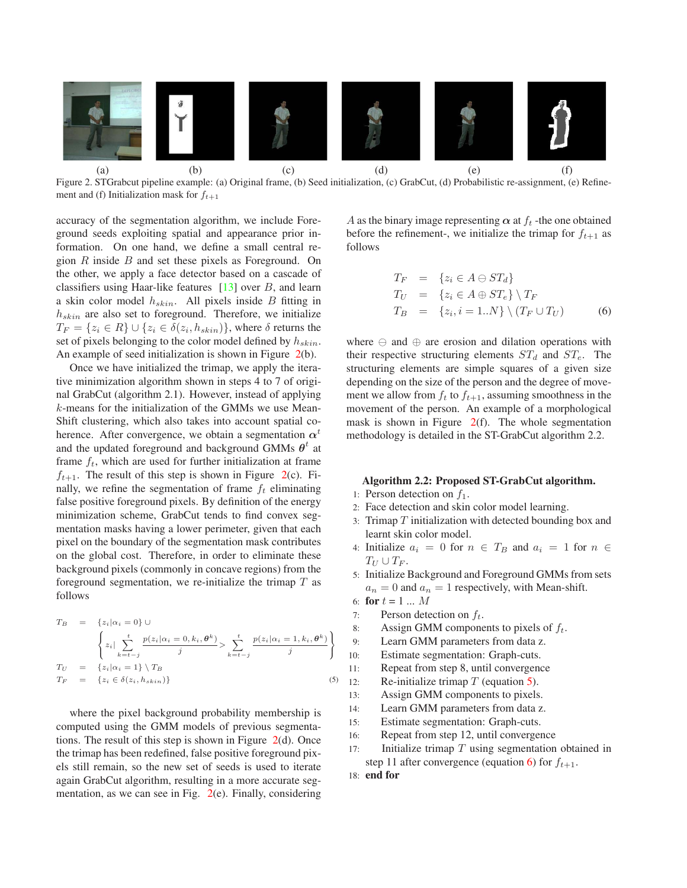(a) (b) (c) (d) (e) (f)

Figure 2. STGrabcut pipeline example: (a) Original frame, (b) Seed initialization, (c) GrabCut, (d) Probabilistic re-assignment, (e) Refinement and (f) Initialization mask for $f_{t+1}$

accuracy of the segmentation algorithm, we include Foreground seeds exploiting spatial and appearance prior information. On one hand, we define a small central region $R$ inside $B$ and set these pixels as Foreground. On the other, we apply a face detector based on a cascade of classifiers using Haar-like features [13] over $B$, and learn a skin color model $h_{skin}$. All pixels inside $B$ fitting in $h_{skin}$ are also set to foreground. Therefore, we initialize $T_F = \{z_i \in R\} \cup \{z_i \in \delta(z_i, h_{skin})\}$, where $\delta$ returns the set of pixels belonging to the color model defined by $h_{skin}$. An example of seed initialization is shown in Figure 2(b).

Once we have initialized the trimap, we apply the iterative minimization algorithm shown in steps 4 to 7 of original GrabCut (algorithm 2.1). However, instead of applying $k$-means for the initialization of the GMMs we use Mean-Shift clustering, which also takes into account spatial coherence. After convergence, we obtain a segmentation $\boldsymbol{\alpha}^t$ and the updated foreground and background GMMs $\boldsymbol{\theta}^t$ at frame $f_t$, which are used for further initialization at frame $f_{t+1}$. The result of this step is shown in Figure 2(c). Finally, we refine the segmentation of frame $f_t$ eliminating false positive foreground pixels. By definition of the energy minimization scheme, GrabCut tends to find convex segmentation masks having a lower perimeter, given that each pixel on the boundary of the segmentation mask contributes on the global cost. Therefore, in order to eliminate these background pixels (commonly in concave regions) from the foreground segmentation, we re-initialize the trimap $T$ as follows

$$
\begin{aligned}
T_B &= \{z_i | \alpha_i = 0\} \cup \\
&\quad \left\{ z_i | \sum_{k=t-j}^{t} \frac{p(z_i|\alpha_i = 0, k_i, \boldsymbol{\theta}^k)}{j} > \sum_{k=t-j}^{t} \frac{p(z_i|\alpha_i = 1, k_i, \boldsymbol{\theta}^k)}{j} \right\} \\
T_U &= \{z_i | \alpha_i = 1\} \setminus T_B \\
T_F &= \{z_i \in \delta(z_i, h_{skin})\}
\end{aligned}
\tag{5}
$$

where the pixel background probability membership is computed using the GMM models of previous segmentations. The result of this step is shown in Figure 2(d). Once the trimap has been redefined, false positive foreground pixels still remain, so the new set of seeds is used to iterate again GrabCut algorithm, resulting in a more accurate segmentation, as we can see in Fig. 2(e). Finally, considering $A$ as the binary image representing $\boldsymbol{\alpha}$ at $f_t$ -the one obtained before the refinement-, we initialize the trimap for $f_{t+1}$ as follows

$$
\begin{aligned}
T_F &= \{z_i \in A \ominus ST_d\} \\
T_U &= \{z_i \in A \oplus ST_e\} \setminus T_F \\
T_B &= \{z_i, i = 1..N\} \setminus (T_F \cup T_U)
\end{aligned}
\tag{6}
$$

where $\ominus$ and $\oplus$ are erosion and dilation operations with their respective structuring elements $ST_d$ and $ST_e$. The structuring elements are simple squares of a given size depending on the size of the person and the degree of movement we allow from $f_t$ to $f_{t+1}$, assuming smoothness in the movement of the person. An example of a morphological mask is shown in Figure 2(f). The whole segmentation methodology is detailed in the ST-GrabCut algorithm 2.2.

**Algorithm 2.2: Proposed ST-GrabCut algorithm.**

1: Person detection on $f_1$.
2: Face detection and skin color model learning.
3: Trimap $T$ initialization with detected bounding box and learnt skin color model.
4: Initialize $a_i = 0$ for $n \in T_B$ and $a_i = 1$ for $n \in T_U \cup T_F$.
5: Initialize Background and Foreground GMMs from sets $a_n = 0$ and $a_n = 1$ respectively, with Mean-shift.
6: **for** $t = 1 \ldots M$
7: Person detection on $f_t$.
8: Assign GMM components to pixels of $f_t$.
9: Learn GMM parameters from data z.
10: Estimate segmentation: Graph-cuts.
11: Repeat from step 8, until convergence
12: Re-initialize trimap $T$ (equation 5).
13: Assign GMM components to pixels.
14: Learn GMM parameters from data z.
15: Estimate segmentation: Graph-cuts.
16: Repeat from step 12, until convergence
17: Initialize trimap $T$ using segmentation obtained in step 11 after convergence (equation 6) for $f_{t+1}$.
18: **end for**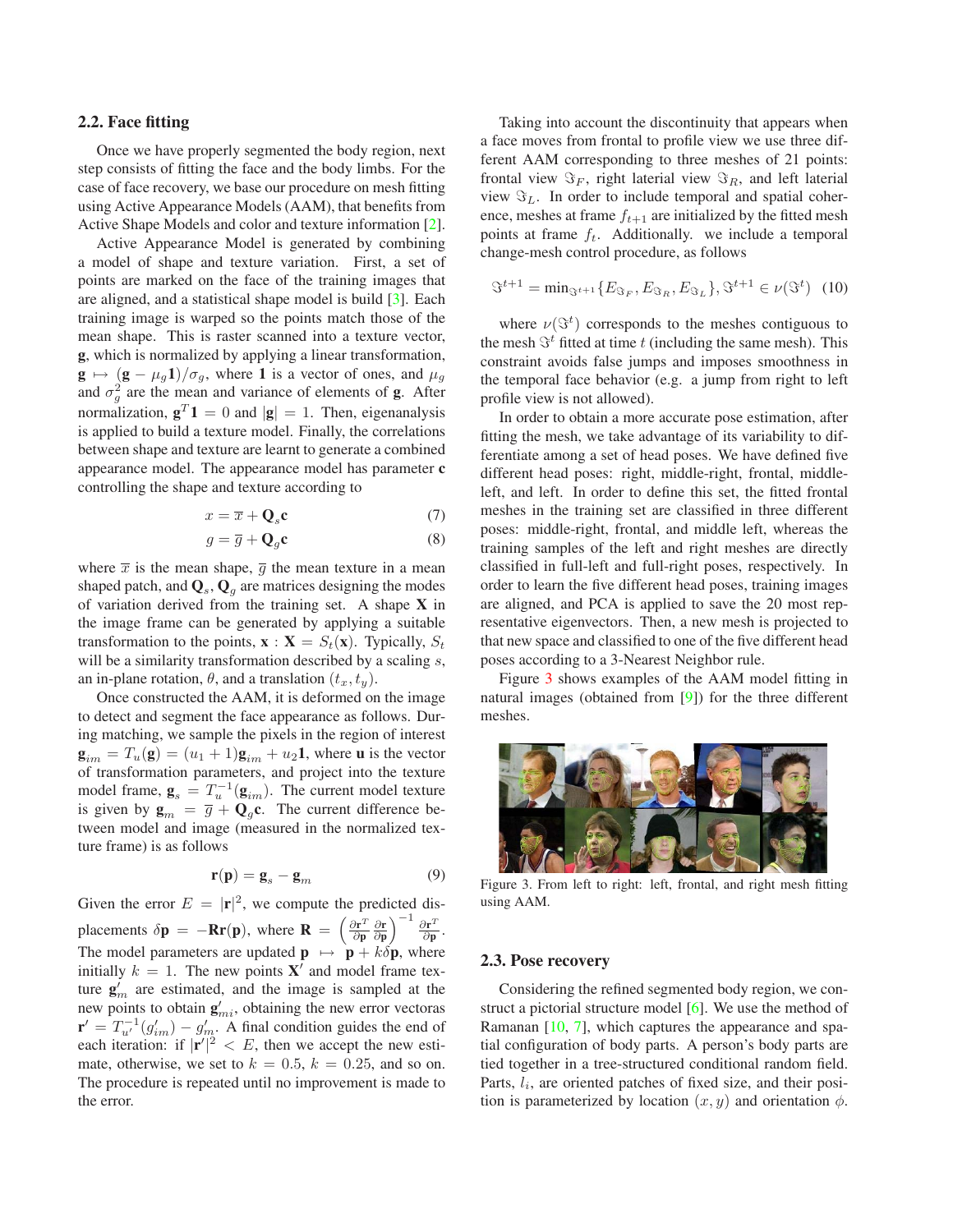### 2.2. Face fitting

Once we have properly segmented the body region, next step consists of fitting the face and the body limbs. For the case of face recovery, we base our procedure on mesh fitting using Active Appearance Models (AAM), that benefits from Active Shape Models and color and texture information [2].

Active Appearance Model is generated by combining a model of shape and texture variation. First, a set of points are marked on the face of the training images that are aligned, and a statistical shape model is build [3]. Each training image is warped so the points match those of the mean shape. This is raster scanned into a texture vector, $\mathbf{g}$, which is normalized by applying a linear transformation, $\mathbf{g} \mapsto (\mathbf{g} - \mu_g \mathbf{1})/\sigma_g$, where $\mathbf{1}$ is a vector of ones, and $\mu_g$ and $\sigma_g^2$ are the mean and variance of elements of $\mathbf{g}$. After normalization, $\mathbf{g}^T\mathbf{1} = 0$ and $|\mathbf{g}| = 1$. Then, eigenanalysis is applied to build a texture model. Finally, the correlations between shape and texture are learnt to generate a combined appearance model. The appearance model has parameter $\mathbf{c}$ controlling the shape and texture according to

$$x = \overline{x} + \mathbf{Q}_s \mathbf{c} \tag{7}$$

$$g = \overline{g} + \mathbf{Q}_g \mathbf{c} \tag{8}$$

where $\overline{x}$ is the mean shape, $\overline{g}$ the mean texture in a mean shaped patch, and $\mathbf{Q}_s$, $\mathbf{Q}_g$ are matrices designing the modes of variation derived from the training set. A shape $\mathbf{X}$ in the image frame can be generated by applying a suitable transformation to the points, $\mathbf{x} : \mathbf{X} = S_t(\mathbf{x})$. Typically, $S_t$ will be a similarity transformation described by a scaling $s$, an in-plane rotation, $\theta$, and a translation $(t_x, t_y)$.

Once constructed the AAM, it is deformed on the image to detect and segment the face appearance as follows. During matching, we sample the pixels in the region of interest $\mathbf{g}_{im} = T_u(\mathbf{g}) = (u_1 + 1)\mathbf{g}_{im} + u_2\mathbf{1}$, where $\mathbf{u}$ is the vector of transformation parameters, and project into the texture model frame, $\mathbf{g}_s = T_u^{-1}(\mathbf{g}_{im})$. The current model texture is given by $\mathbf{g}_m = \overline{g} + \mathbf{Q}_g\mathbf{c}$. The current difference between model and image (measured in the normalized texture frame) is as follows

$$\mathbf{r}(\mathbf{p}) = \mathbf{g}_s - \mathbf{g}_m \tag{9}$$

Given the error $E = |\mathbf{r}|^2$, we compute the predicted displacements $\delta\mathbf{p} = -\mathbf{R}\mathbf{r}(\mathbf{p})$, where $\mathbf{R} = \left(\frac{\partial \mathbf{r}^T}{\partial \mathbf{p}} \frac{\partial \mathbf{r}}{\partial \mathbf{p}}\right)^{-1} \frac{\partial \mathbf{r}^T}{\partial \mathbf{p}}$. The model parameters are updated $\mathbf{p} \mapsto \mathbf{p} + k\delta\mathbf{p}$, where initially $k = 1$. The new points $\mathbf{X}'$ and model frame texture $\mathbf{g}'_m$ are estimated, and the image is sampled at the new points to obtain $\mathbf{g}'_{mi}$, obtaining the new error vectoras $\mathbf{r}' = T_{u'}^{-1}(g'_{im}) - g'_m$. A final condition guides the end of each iteration: if $|\mathbf{r}'|^2 < E$, then we accept the new estimate, otherwise, we set to $k = 0.5$, $k = 0.25$, and so on. The procedure is repeated until no improvement is made to the error.

Taking into account the discontinuity that appears when a face moves from frontal to profile view we use three different AAM corresponding to three meshes of 21 points: frontal view $\Im_F$, right laterial view $\Im_R$, and left laterial view $\Im_L$. In order to include temporal and spatial coherence, meshes at frame $f_{t+1}$ are initialized by the fitted mesh points at frame $f_t$. Additionally. we include a temporal change-mesh control procedure, as follows

$$\Im^{t+1} = \min_{\Im^{t+1}}\{E_{\Im_F}, E_{\Im_R}, E_{\Im_L}\}, \Im^{t+1} \in \nu(\Im^t) \tag{10}$$

where $\nu(\Im^t)$ corresponds to the meshes contiguous to the mesh $\Im^t$ fitted at time $t$ (including the same mesh). This constraint avoids false jumps and imposes smoothness in the temporal face behavior (e.g. a jump from right to left profile view is not allowed).

In order to obtain a more accurate pose estimation, after fitting the mesh, we take advantage of its variability to differentiate among a set of head poses. We have defined five different head poses: right, middle-right, frontal, middle-left, and left. In order to define this set, the fitted frontal meshes in the training set are classified in three different poses: middle-right, frontal, and middle left, whereas the training samples of the left and right meshes are directly classified in full-left and full-right poses, respectively. In order to learn the five different head poses, training images are aligned, and PCA is applied to save the 20 most representative eigenvectors. Then, a new mesh is projected to that new space and classified to one of the five different head poses according to a 3-Nearest Neighbor rule.

Figure 3 shows examples of the AAM model fitting in natural images (obtained from [9]) for the three different meshes.

Figure 3. From left to right: left, frontal, and right mesh fitting using AAM.

### 2.3. Pose recovery

Considering the refined segmented body region, we construct a pictorial structure model [6]. We use the method of Ramanan [10, 7], which captures the appearance and spatial configuration of body parts. A person's body parts are tied together in a tree-structured conditional random field. Parts, $l_i$, are oriented patches of fixed size, and their position is parameterized by location $(x, y)$ and orientation $\phi$.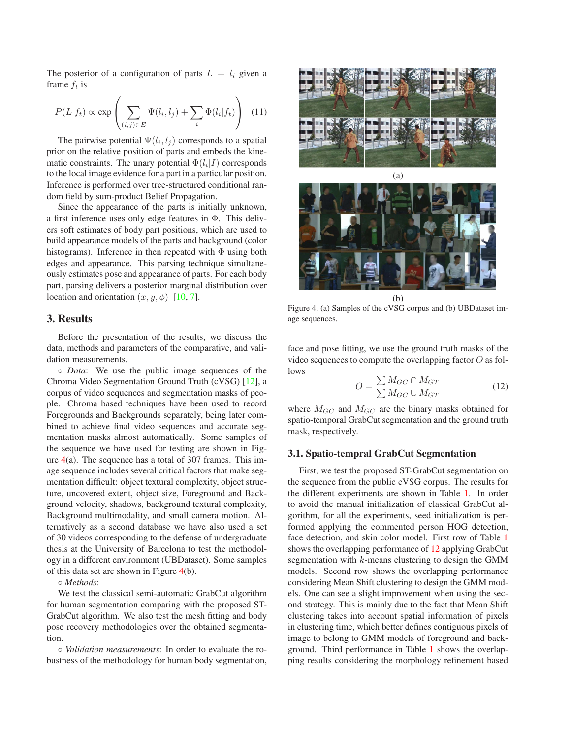The posterior of a configuration of parts $L = l_i$ given a frame $f_t$ is

$$P(L|f_t) \propto \exp\left(\sum_{(i,j)\in E} \Psi(l_i, l_j) + \sum_i \Phi(l_i|f_t)\right) \quad (11)$$

The pairwise potential $\Psi(l_i, l_j)$ corresponds to a spatial prior on the relative position of parts and embeds the kinematic constraints. The unary potential $\Phi(l_i|I)$ corresponds to the local image evidence for a part in a particular position. Inference is performed over tree-structured conditional random field by sum-product Belief Propagation.

Since the appearance of the parts is initially unknown, a first inference uses only edge features in $\Phi$. This delivers soft estimates of body part positions, which are used to build appearance models of the parts and background (color histograms). Inference in then repeated with $\Phi$ using both edges and appearance. This parsing technique simultaneously estimates pose and appearance of parts. For each body part, parsing delivers a posterior marginal distribution over location and orientation $(x, y, \phi)$ [10, 7].

## 3. Results

Before the presentation of the results, we discuss the data, methods and parameters of the comparative, and validation measurements.

∘ *Data*: We use the public image sequences of the Chroma Video Segmentation Ground Truth (cVSG) [12], a corpus of video sequences and segmentation masks of people. Chroma based techniques have been used to record Foregrounds and Backgrounds separately, being later combined to achieve final video sequences and accurate segmentation masks almost automatically. Some samples of the sequence we have used for testing are shown in Figure 4(a). The sequence has a total of 307 frames. This image sequence includes several critical factors that make segmentation difficult: object textural complexity, object structure, uncovered extent, object size, Foreground and Background velocity, shadows, background textural complexity, Background multimodality, and small camera motion. Alternatively as a second database we have also used a set of 30 videos corresponding to the defense of undergraduate thesis at the University of Barcelona to test the methodology in a different environment (UBDataset). Some samples of this data set are shown in Figure 4(b).

∘ *Methods*:

We test the classical semi-automatic GrabCut algorithm for human segmentation comparing with the proposed ST-GrabCut algorithm. We also test the mesh fitting and body pose recovery methodologies over the obtained segmentation.

∘ *Validation measurements*: In order to evaluate the robustness of the methodology for human body segmentation, face and pose fitting, we use the ground truth masks of the video sequences to compute the overlapping factor $O$ as follows

$$O = \frac{\sum M_{GC} \cap M_{GT}}{\sum M_{GC} \cup M_{GT}} \quad (12)$$

where $M_{GC}$ and $M_{GC}$ are the binary masks obtained for spatio-temporal GrabCut segmentation and the ground truth mask, respectively.

Figure 4. (a) Samples of the cVSG corpus and (b) UBDataset image sequences.

### 3.1. Spatio-tempral GrabCut Segmentation

First, we test the proposed ST-GrabCut segmentation on the sequence from the public cVSG corpus. The results for the different experiments are shown in Table 1. In order to avoid the manual initialization of classical GrabCut algorithm, for all the experiments, seed initialization is performed applying the commented person HOG detection, face detection, and skin color model. First row of Table 1 shows the overlapping performance of 12 applying GrabCut segmentation with $k$-means clustering to design the GMM models. Second row shows the overlapping performance considering Mean Shift clustering to design the GMM models. One can see a slight improvement when using the second strategy. This is mainly due to the fact that Mean Shift clustering takes into account spatial information of pixels in clustering time, which better defines contiguous pixels of image to belong to GMM models of foreground and background. Third performance in Table 1 shows the overlapping results considering the morphology refinement based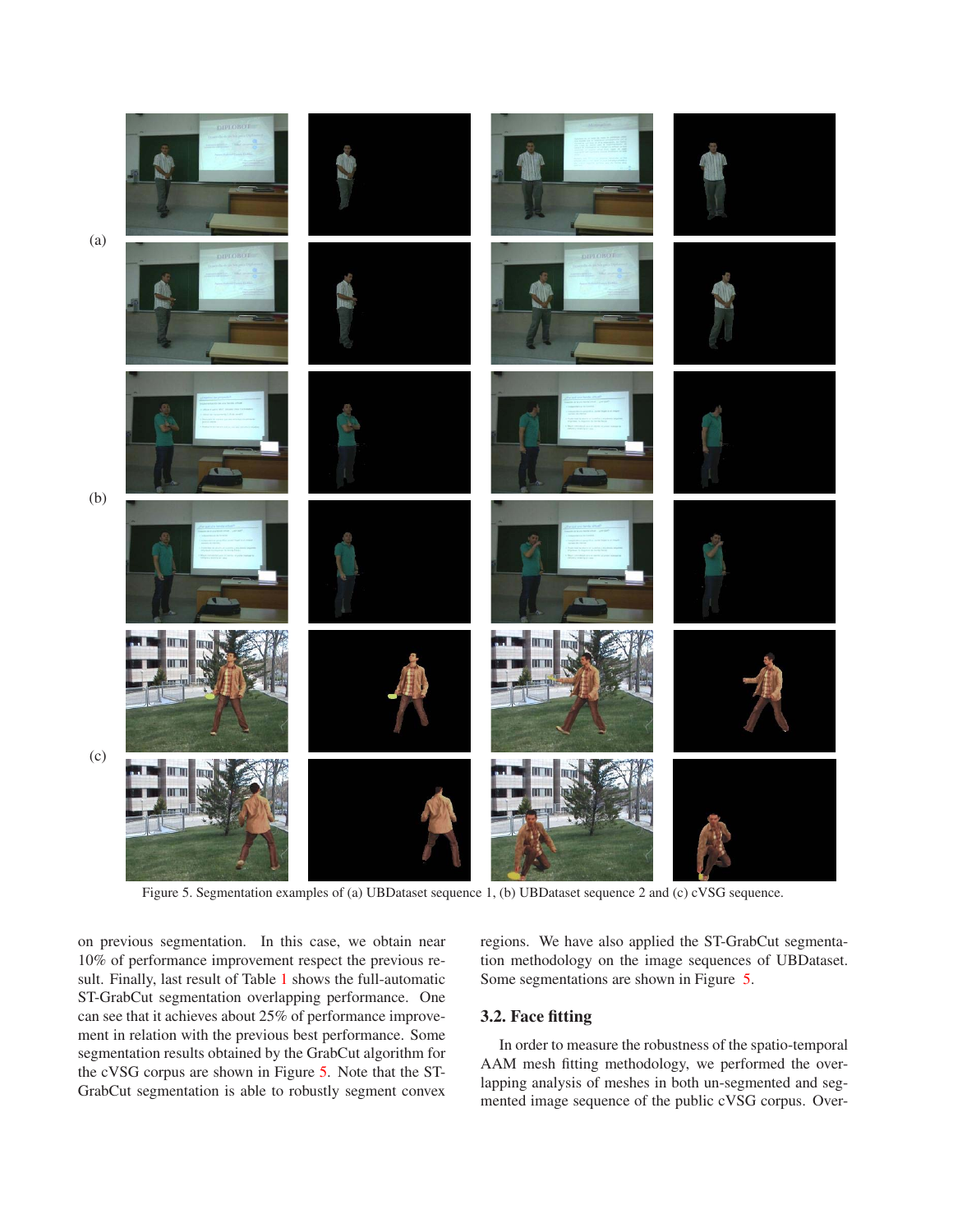(a)

(b)

(c)

Figure 5. Segmentation examples of (a) UBDataset sequence 1, (b) UBDataset sequence 2 and (c) cVSG sequence.

on previous segmentation. In this case, we obtain near 10% of performance improvement respect the previous result. Finally, last result of Table 1 shows the full-automatic ST-GrabCut segmentation overlapping performance. One can see that it achieves about 25% of performance improvement in relation with the previous best performance. Some segmentation results obtained by the GrabCut algorithm for the cVSG corpus are shown in Figure 5. Note that the ST-GrabCut segmentation is able to robustly segment convex regions. We have also applied the ST-GrabCut segmentation methodology on the image sequences of UBDataset. Some segmentations are shown in Figure 5.

### 3.2. Face fitting

In order to measure the robustness of the spatio-temporal AAM mesh fitting methodology, we performed the overlapping analysis of meshes in both un-segmented and segmented image sequence of the public cVSG corpus. Over-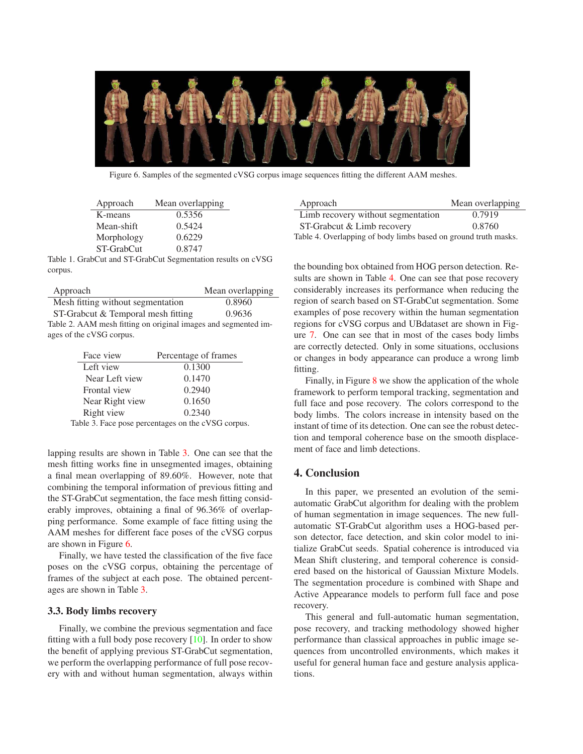Figure 6. Samples of the segmented cVSG corpus image sequences fitting the different AAM meshes.

| Approach | Mean overlapping |
|---|---|
| K-means | 0.5356 |
| Mean-shift | 0.5424 |
| Morphology | 0.6229 |
| ST-GrabCut | 0.8747 |

Table 1. GrabCut and ST-GrabCut Segmentation results on cVSG corpus.

| Approach | Mean overlapping |
|---|---|
| Mesh fitting without segmentation | 0.8960 |
| ST-Grabcut & Temporal mesh fitting | 0.9636 |

Table 2. AAM mesh fitting on original images and segmented images of the cVSG corpus.

| Face view | Percentage of frames |
|---|---|
| Left view | 0.1300 |
| Near Left view | 0.1470 |
| Frontal view | 0.2940 |
| Near Right view | 0.1650 |
| Right view | 0.2340 |

Table 3. Face pose percentages on the cVSG corpus.

lapping results are shown in Table 3. One can see that the mesh fitting works fine in unsegmented images, obtaining a final mean overlapping of 89.60%. However, note that combining the temporal information of previous fitting and the ST-GrabCut segmentation, the face mesh fitting considerably improves, obtaining a final of 96.36% of overlapping performance. Some example of face fitting using the AAM meshes for different face poses of the cVSG corpus are shown in Figure 6.

Finally, we have tested the classification of the five face poses on the cVSG corpus, obtaining the percentage of frames of the subject at each pose. The obtained percentages are shown in Table 3.

### 3.3. Body limbs recovery

Finally, we combine the previous segmentation and face fitting with a full body pose recovery [10]. In order to show the benefit of applying previous ST-GrabCut segmentation, we perform the overlapping performance of full pose recovery with and without human segmentation, always within the bounding box obtained from HOG person detection. Results are shown in Table 4. One can see that pose recovery considerably increases its performance when reducing the region of search based on ST-GrabCut segmentation. Some examples of pose recovery within the human segmentation regions for cVSG corpus and UBdataset are shown in Figure 7. One can see that in most of the cases body limbs are correctly detected. Only in some situations, occlusions or changes in body appearance can produce a wrong limb fitting.

| Approach | Mean overlapping |
|---|---|
| Limb recovery without segmentation | 0.7919 |
| ST-Grabcut & Limb recovery | 0.8760 |

Table 4. Overlapping of body limbs based on ground truth masks.

Finally, in Figure 8 we show the application of the whole framework to perform temporal tracking, segmentation and full face and pose recovery. The colors correspond to the body limbs. The colors increase in intensity based on the instant of time of its detection. One can see the robust detection and temporal coherence base on the smooth displacement of face and limb detections.

## 4. Conclusion

In this paper, we presented an evolution of the semi-automatic GrabCut algorithm for dealing with the problem of human segmentation in image sequences. The new full-automatic ST-GrabCut algorithm uses a HOG-based person detector, face detection, and skin color model to initialize GrabCut seeds. Spatial coherence is introduced via Mean Shift clustering, and temporal coherence is considered based on the historical of Gaussian Mixture Models. The segmentation procedure is combined with Shape and Active Appearance models to perform full face and pose recovery.

This general and full-automatic human segmentation, pose recovery, and tracking methodology showed higher performance than classical approaches in public image sequences from uncontrolled environments, which makes it useful for general human face and gesture analysis applications.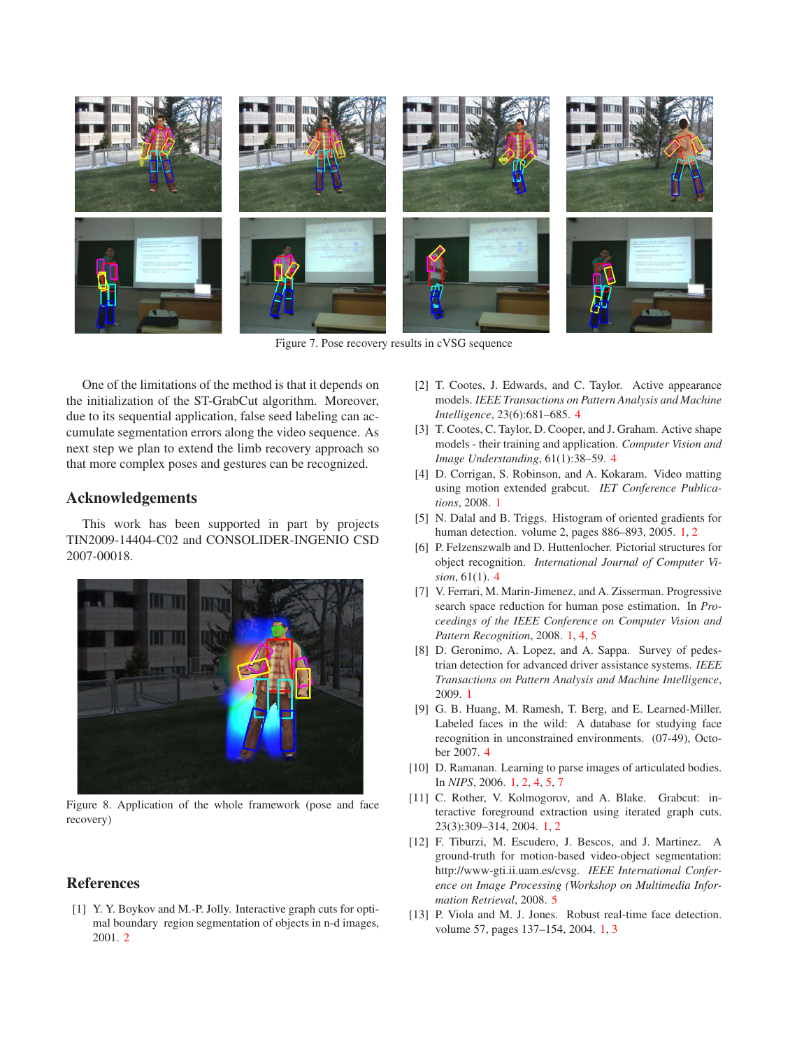Figure 7. Pose recovery results in cVSG sequence

One of the limitations of the method is that it depends on the initialization of the ST-GrabCut algorithm. Moreover, due to its sequential application, false seed labeling can accumulate segmentation errors along the video sequence. As next step we plan to extend the limb recovery approach so that more complex poses and gestures can be recognized.

## Acknowledgements

This work has been supported in part by projects TIN2009-14404-C02 and CONSOLIDER-INGENIO CSD 2007-00018.

Figure 8. Application of the whole framework (pose and face recovery)

## References

[1] Y. Y. Boykov and M.-P. Jolly. Interactive graph cuts for optimal boundary region segmentation of objects in n-d images, 2001. 2

[2] T. Cootes, J. Edwards, and C. Taylor. Active appearance models. *IEEE Transactions on Pattern Analysis and Machine Intelligence*, 23(6):681–685. 4

[3] T. Cootes, C. Taylor, D. Cooper, and J. Graham. Active shape models - their training and application. *Computer Vision and Image Understanding*, 61(1):38–59. 4

[4] D. Corrigan, S. Robinson, and A. Kokaram. Video matting using motion extended grabcut. *IET Conference Publications*, 2008. 1

[5] N. Dalal and B. Triggs. Histogram of oriented gradients for human detection. volume 2, pages 886–893, 2005. 1, 2

[6] P. Felzenszwalb and D. Huttenlocher. Pictorial structures for object recognition. *International Journal of Computer Vision*, 61(1). 4

[7] V. Ferrari, M. Marin-Jimenez, and A. Zisserman. Progressive search space reduction for human pose estimation. In *Proceedings of the IEEE Conference on Computer Vision and Pattern Recognition*, 2008. 1, 4, 5

[8] D. Geronimo, A. Lopez, and A. Sappa. Survey of pedestrian detection for advanced driver assistance systems. *IEEE Transactions on Pattern Analysis and Machine Intelligence*, 2009. 1

[9] G. B. Huang, M. Ramesh, T. Berg, and E. Learned-Miller. Labeled faces in the wild: A database for studying face recognition in unconstrained environments. (07-49), October 2007. 4

[10] D. Ramanan. Learning to parse images of articulated bodies. In *NIPS*, 2006. 1, 2, 4, 5, 7

[11] C. Rother, V. Kolmogorov, and A. Blake. Grabcut: interactive foreground extraction using iterated graph cuts. 23(3):309–314, 2004. 1, 2

[12] F. Tiburzi, M. Escudero, J. Bescos, and J. Martinez. A ground-truth for motion-based video-object segmentation: http://www-gti.ii.uam.es/cvsg. *IEEE International Conference on Image Processing (Workshop on Multimedia Information Retrieval*, 2008. 5

[13] P. Viola and M. J. Jones. Robust real-time face detection. volume 57, pages 137–154, 2004. 1, 3